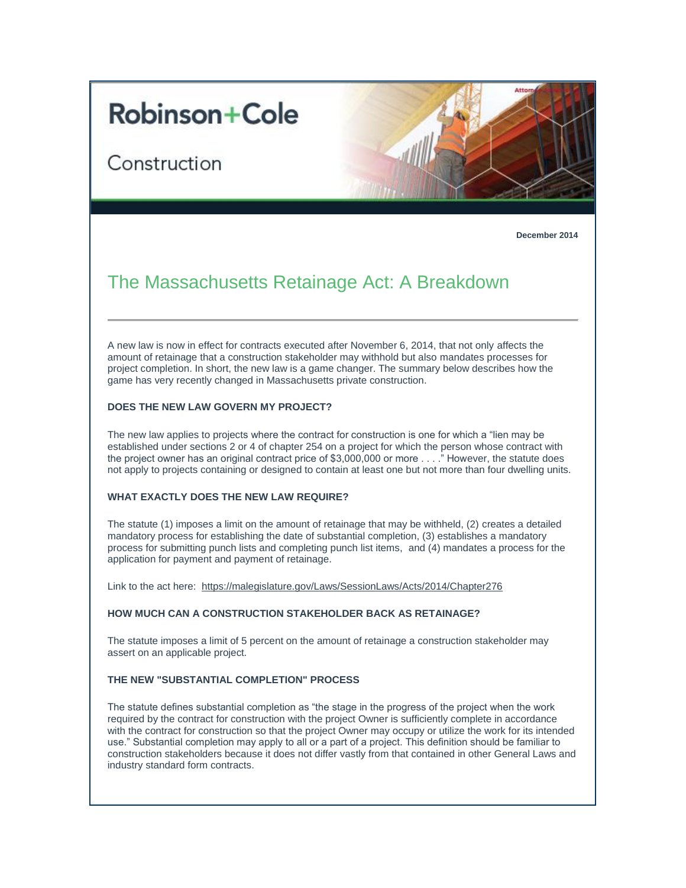Robinson+Cole

Construction

December 2014

# The Massachusetts Retainage Act: A Breakdown

A new law is now in effect for contracts executed after November 6, 2014, that not only affects the amount of retainage that a construction stakeholder may withhold but also mandates processes for project completion. In short, the new law is a game changer. The summary below describes how the game has very recently changed in Massachusetts private construction.

**DOES THE NEW LAW GOVERN MY PROJECT?**

The new law applies to projects where the contract for construction is one for which a "lien may be established under sections 2 or 4 of chapter 254 on a project for which the person whose contract with the project owner has an original contract price of $3,000,000 or more . . . ." However, the statute does not apply to projects containing or designed to contain at least one but not more than four dwelling units.

**WHAT EXACTLY DOES THE NEW LAW REQUIRE?**

The statute (1) imposes a limit on the amount of retainage that may be withheld, (2) creates a detailed mandatory process for establishing the date of substantial completion, (3) establishes a mandatory process for submitting punch lists and completing punch list items, and (4) mandates a process for the application for payment and payment of retainage.

Link to the act here: https://malegislature.gov/Laws/SessionLaws/Acts/2014/Chapter276

**HOW MUCH CAN A CONSTRUCTION STAKEHOLDER BACK AS RETAINAGE?**

The statute imposes a limit of 5 percent on the amount of retainage a construction stakeholder may assert on an applicable project.

**THE NEW "SUBSTANTIAL COMPLETION" PROCESS**

The statute defines substantial completion as "the stage in the progress of the project when the work required by the contract for construction with the project Owner is sufficiently complete in accordance with the contract for construction so that the project Owner may occupy or utilize the work for its intended use." Substantial completion may apply to all or a part of a project. This definition should be familiar to construction stakeholders because it does not differ vastly from that contained in other General Laws and industry standard form contracts.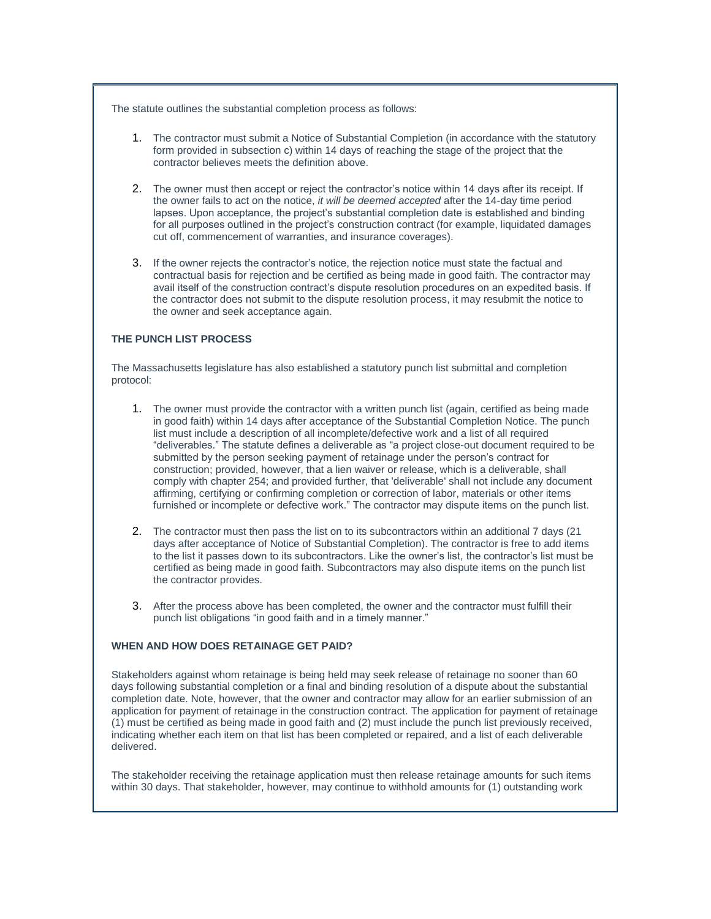The statute outlines the substantial completion process as follows:

1. The contractor must submit a Notice of Substantial Completion (in accordance with the statutory form provided in subsection c) within 14 days of reaching the stage of the project that the contractor believes meets the definition above.

2. The owner must then accept or reject the contractor's notice within 14 days after its receipt. If the owner fails to act on the notice, *it will be deemed accepted* after the 14-day time period lapses. Upon acceptance, the project's substantial completion date is established and binding for all purposes outlined in the project's construction contract (for example, liquidated damages cut off, commencement of warranties, and insurance coverages).

3. If the owner rejects the contractor's notice, the rejection notice must state the factual and contractual basis for rejection and be certified as being made in good faith. The contractor may avail itself of the construction contract's dispute resolution procedures on an expedited basis. If the contractor does not submit to the dispute resolution process, it may resubmit the notice to the owner and seek acceptance again.

**THE PUNCH LIST PROCESS**

The Massachusetts legislature has also established a statutory punch list submittal and completion protocol:

1. The owner must provide the contractor with a written punch list (again, certified as being made in good faith) within 14 days after acceptance of the Substantial Completion Notice. The punch list must include a description of all incomplete/defective work and a list of all required "deliverables." The statute defines a deliverable as "a project close-out document required to be submitted by the person seeking payment of retainage under the person's contract for construction; provided, however, that a lien waiver or release, which is a deliverable, shall comply with chapter 254; and provided further, that 'deliverable' shall not include any document affirming, certifying or confirming completion or correction of labor, materials or other items furnished or incomplete or defective work." The contractor may dispute items on the punch list.

2. The contractor must then pass the list on to its subcontractors within an additional 7 days (21 days after acceptance of Notice of Substantial Completion). The contractor is free to add items to the list it passes down to its subcontractors. Like the owner's list, the contractor's list must be certified as being made in good faith. Subcontractors may also dispute items on the punch list the contractor provides.

3. After the process above has been completed, the owner and the contractor must fulfill their punch list obligations "in good faith and in a timely manner."

**WHEN AND HOW DOES RETAINAGE GET PAID?**

Stakeholders against whom retainage is being held may seek release of retainage no sooner than 60 days following substantial completion or a final and binding resolution of a dispute about the substantial completion date. Note, however, that the owner and contractor may allow for an earlier submission of an application for payment of retainage in the construction contract. The application for payment of retainage (1) must be certified as being made in good faith and (2) must include the punch list previously received, indicating whether each item on that list has been completed or repaired, and a list of each deliverable delivered.

The stakeholder receiving the retainage application must then release retainage amounts for such items within 30 days. That stakeholder, however, may continue to withhold amounts for (1) outstanding work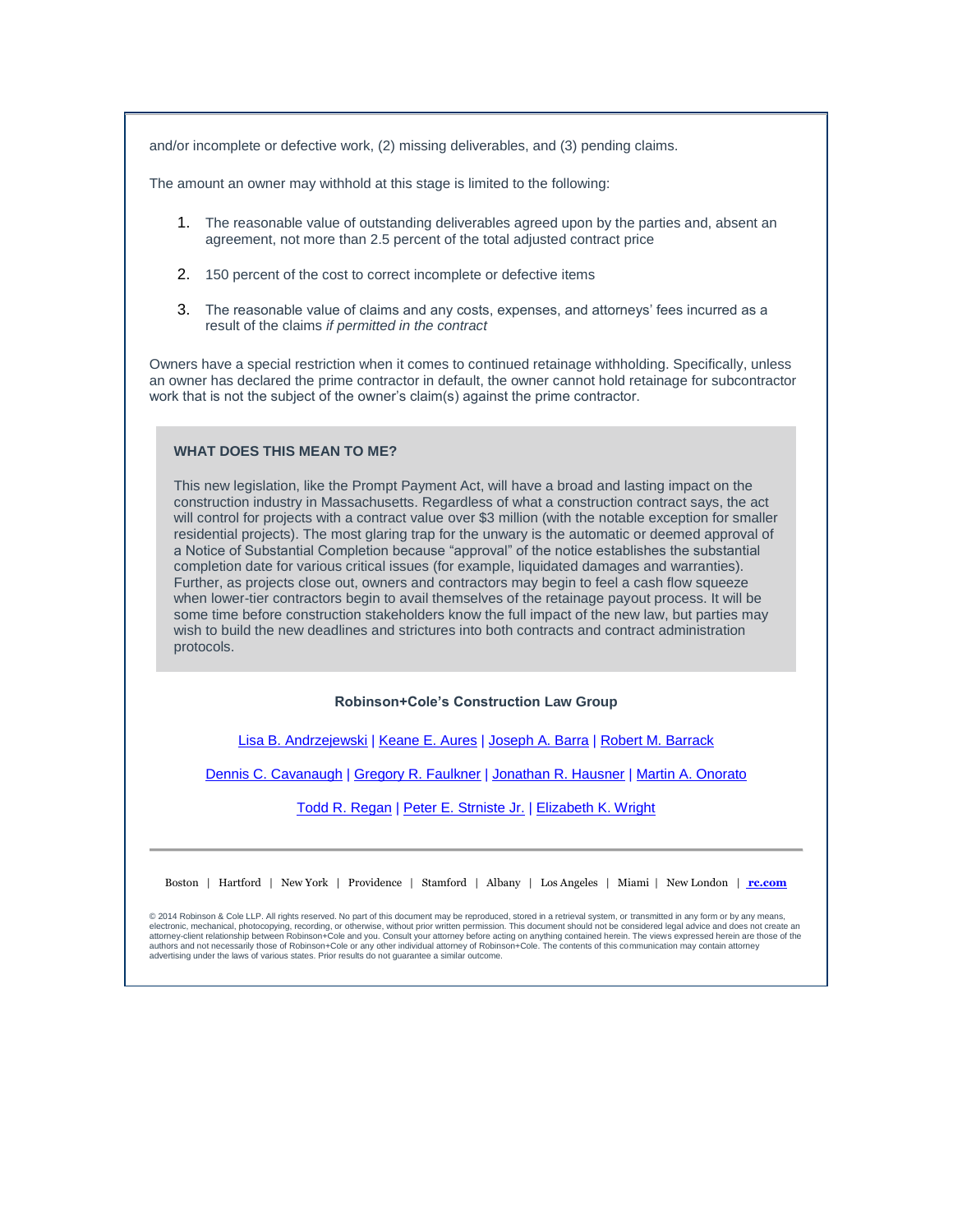and/or incomplete or defective work, (2) missing deliverables, and (3) pending claims.

The amount an owner may withhold at this stage is limited to the following:

1. The reasonable value of outstanding deliverables agreed upon by the parties and, absent an agreement, not more than 2.5 percent of the total adjusted contract price
2. 150 percent of the cost to correct incomplete or defective items
3. The reasonable value of claims and any costs, expenses, and attorneys' fees incurred as a result of the claims *if permitted in the contract*

Owners have a special restriction when it comes to continued retainage withholding. Specifically, unless an owner has declared the prime contractor in default, the owner cannot hold retainage for subcontractor work that is not the subject of the owner's claim(s) against the prime contractor.

**WHAT DOES THIS MEAN TO ME?**

This new legislation, like the Prompt Payment Act, will have a broad and lasting impact on the construction industry in Massachusetts. Regardless of what a construction contract says, the act will control for projects with a contract value over $3 million (with the notable exception for smaller residential projects). The most glaring trap for the unwary is the automatic or deemed approval of a Notice of Substantial Completion because "approval" of the notice establishes the substantial completion date for various critical issues (for example, liquidated damages and warranties). Further, as projects close out, owners and contractors may begin to feel a cash flow squeeze when lower-tier contractors begin to avail themselves of the retainage payout process. It will be some time before construction stakeholders know the full impact of the new law, but parties may wish to build the new deadlines and strictures into both contracts and contract administration protocols.

**Robinson+Cole's Construction Law Group**

Lisa B. Andrzejewski | Keane E. Aures | Joseph A. Barra | Robert M. Barrack

Dennis C. Cavanaugh | Gregory R. Faulkner | Jonathan R. Hausner | Martin A. Onorato

Todd R. Regan | Peter E. Strniste Jr. | Elizabeth K. Wright

---

Boston | Hartford | New York | Providence | Stamford | Albany | Los Angeles | Miami | New London | **rc.com**

© 2014 Robinson & Cole LLP. All rights reserved. No part of this document may be reproduced, stored in a retrieval system, or transmitted in any form or by any means, electronic, mechanical, photocopying, recording, or otherwise, without prior written permission. This document should not be considered legal advice and does not create an attorney-client relationship between Robinson+Cole and you. Consult your attorney before acting on anything contained herein. The views expressed herein are those of the authors and not necessarily those of Robinson+Cole or any other individual attorney of Robinson+Cole. The contents of this communication may contain attorney advertising under the laws of various states. Prior results do not guarantee a similar outcome.